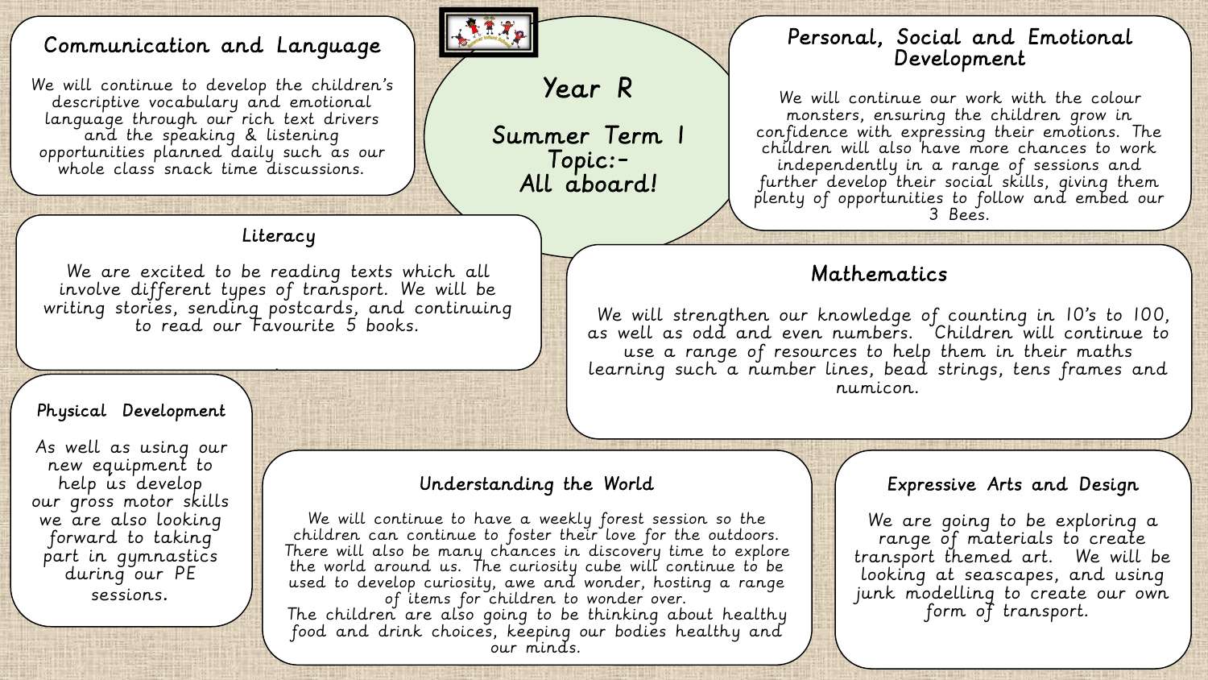# Year R

## Summer Term 1

## Topic:- All aboard!

## Communication and Language

We will continue to develop the children's descriptive vocabulary and emotional language through our rich text drivers and the speaking & listening opportunities planned daily such as our whole class snack time discussions.

## Personal, Social and Emotional Development

We will continue our work with the colour monsters, ensuring the children grow in confidence with expressing their emotions. The children will also have more chances to work independently in a range of sessions and further develop their social skills, giving them plenty of opportunities to follow and embed our 3 Bees.

## Literacy

We are excited to be reading texts which all involve different types of transport. We will be writing stories, sending postcards, and continuing to read our Favourite 5 books.

## Mathematics

We will strengthen our knowledge of counting in 10's to 100, as well as odd and even numbers. Children will continue to use a range of resources to help them in their maths learning such a number lines, bead strings, tens frames and numicon.

## Physical Development

As well as using our new equipment to help us develop our gross motor skills we are also looking forward to taking part in gymnastics during our PE sessions.

## Understanding the World

We will continue to have a weekly forest session so the children can continue to foster their love for the outdoors. There will also be many chances in discovery time to explore the world around us. The curiosity cube will continue to be used to develop curiosity, awe and wonder, hosting a range of items for children to wonder over.

The children are also going to be thinking about healthy food and drink choices, keeping our bodies healthy and our minds.

## Expressive Arts and Design

We are going to be exploring a range of materials to create transport themed art. We will be looking at seascapes, and using junk modelling to create our own form of transport.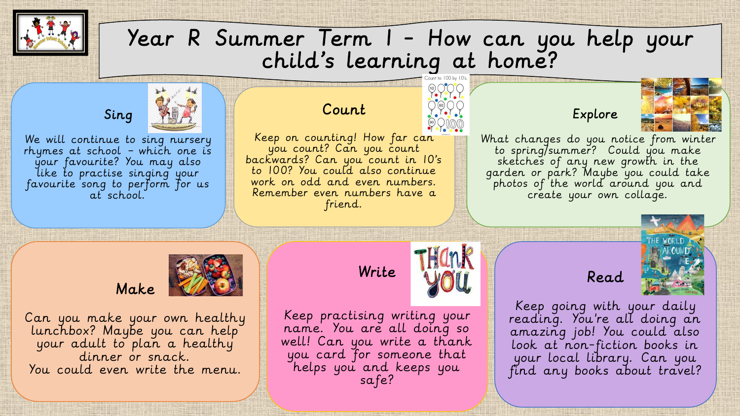# Year R Summer Term 1 – How can you help your child's learning at home?

## Sing

We will continue to sing nursery rhymes at school – which one is your favourite? You may also like to practise singing your favourite song to perform for us at school.

## Count

Keep on counting! How far can you count? Can you count backwards? Can you count in 10's to 100? You could also continue work on odd and even numbers. Remember even numbers have a friend.

## Explore

What changes do you notice from winter to spring/summer? Could you make sketches of any new growth in the garden or park? Maybe you could take photos of the world around you and create your own collage.

## Make

Can you make your own healthy lunchbox? Maybe you can help your adult to plan a healthy dinner or snack.
You could even write the menu.

## Write

Keep practising writing your name. You are all doing so well! Can you write a thank you card for someone that helps you and keeps you safe?

## Read

Keep going with your daily reading. You're all doing an amazing job! You could also look at non-fiction books in your local library. Can you find any books about travel?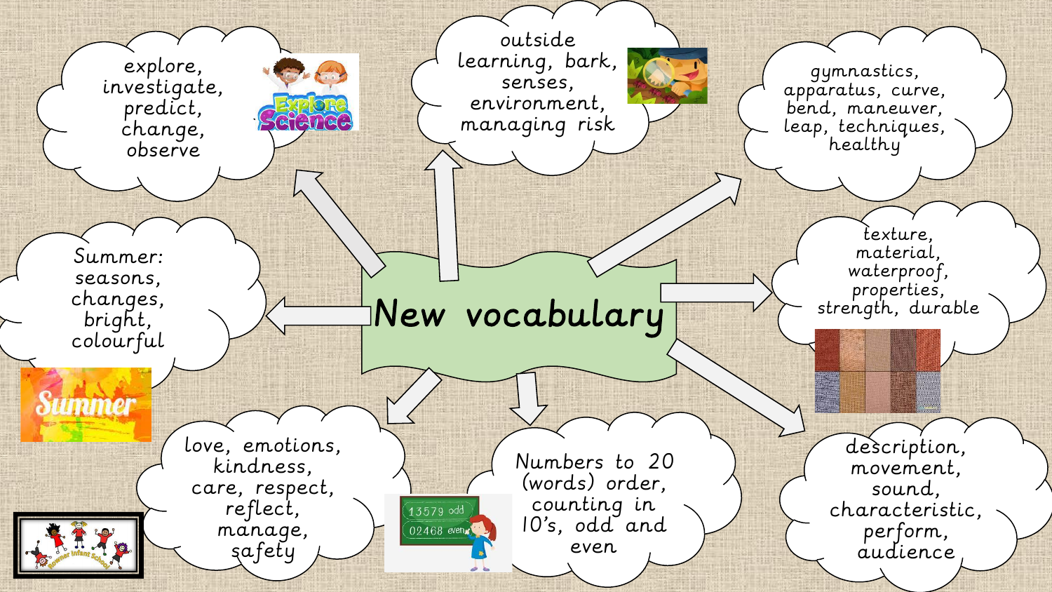# New vocabulary

explore, investigate, predict, change, observe

outside learning, bark, senses, environment, managing risk

gymnastics, apparatus, curve, bend, maneuver, leap, techniques, healthy

Summer: seasons, changes, bright, colourful

texture, material, waterproof, properties, strength, durable

love, emotions, kindness, care, respect, reflect, manage, safety

Numbers to 20 (words) order, counting in 10's, odd and even

description, movement, sound, characteristic, perform, audience